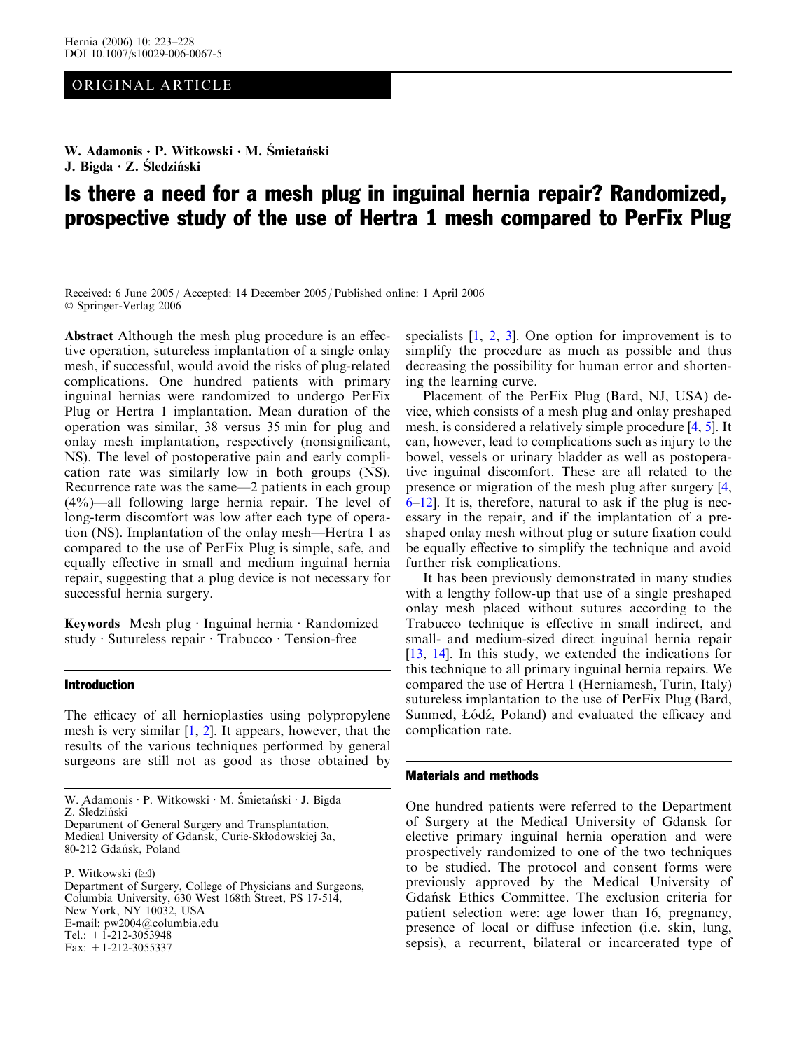ORIGINAL ARTICLE

W. Adamonis · P. Witkowski · M. Śmietański · J. Bigda · Z. Śledziński

# Is there a need for a mesh plug in inguinal hernia repair? Randomized, prospective study of the use of Hertra 1 mesh compared to PerFix Plug

Received: 6 June 2005 / Accepted: 14 December 2005 / Published online: 1 April 2006
© Springer-Verlag 2006

**Abstract** Although the mesh plug procedure is an effective operation, sutureless implantation of a single onlay mesh, if successful, would avoid the risks of plug-related complications. One hundred patients with primary inguinal hernias were randomized to undergo PerFix Plug or Hertra 1 implantation. Mean duration of the operation was similar, 38 versus 35 min for plug and onlay mesh implantation, respectively (nonsignificant, NS). The level of postoperative pain and early complication rate was similarly low in both groups (NS). Recurrence rate was the same—2 patients in each group (4%)—all following large hernia repair. The level of long-term discomfort was low after each type of operation (NS). Implantation of the onlay mesh—Hertra 1 as compared to the use of PerFix Plug is simple, safe, and equally effective in small and medium inguinal hernia repair, suggesting that a plug device is not necessary for successful hernia surgery.

**Keywords** Mesh plug · Inguinal hernia · Randomized study · Sutureless repair · Trabucco · Tension-free

## Introduction

The efficacy of all hernioplasties using polypropylene mesh is very similar [1, 2]. It appears, however, that the results of the various techniques performed by general surgeons are still not as good as those obtained by specialists [1, 2, 3]. One option for improvement is to simplify the procedure as much as possible and thus decreasing the possibility for human error and shortening the learning curve.

Placement of the PerFix Plug (Bard, NJ, USA) device, which consists of a mesh plug and onlay preshaped mesh, is considered a relatively simple procedure [4, 5]. It can, however, lead to complications such as injury to the bowel, vessels or urinary bladder as well as postoperative inguinal discomfort. These are all related to the presence or migration of the mesh plug after surgery [4, 6–12]. It is, therefore, natural to ask if the plug is necessary in the repair, and if the implantation of a preshaped onlay mesh without plug or suture fixation could be equally effective to simplify the technique and avoid further risk complications.

It has been previously demonstrated in many studies with a lengthy follow-up that use of a single preshaped onlay mesh placed without sutures according to the Trabucco technique is effective in small indirect, and small- and medium-sized direct inguinal hernia repair [13, 14]. In this study, we extended the indications for this technique to all primary inguinal hernia repairs. We compared the use of Hertra 1 (Herniamesh, Turin, Italy) sutureless implantation to the use of PerFix Plug (Bard, Sunmed, Łódź, Poland) and evaluated the efficacy and complication rate.

## Materials and methods

One hundred patients were referred to the Department of Surgery at the Medical University of Gdansk for elective primary inguinal hernia operation and were prospectively randomized to one of the two techniques to be studied. The protocol and consent forms were previously approved by the Medical University of Gdańsk Ethics Committee. The exclusion criteria for patient selection were: age lower than 16, pregnancy, presence of local or diffuse infection (i.e. skin, lung, sepsis), a recurrent, bilateral or incarcerated type of

W. Adamonis · P. Witkowski · M. Śmietański · J. Bigda
Z. Śledziński
Department of General Surgery and Transplantation,
Medical University of Gdansk, Curie-Skłodowskiej 3a,
80-212 Gdańsk, Poland

P. Witkowski (✉)
Department of Surgery, College of Physicians and Surgeons,
Columbia University, 630 West 168th Street, PS 17-514,
New York, NY 10032, USA
E-mail: pw2004@columbia.edu
Tel.: +1-212-3053948
Fax: +1-212-3055337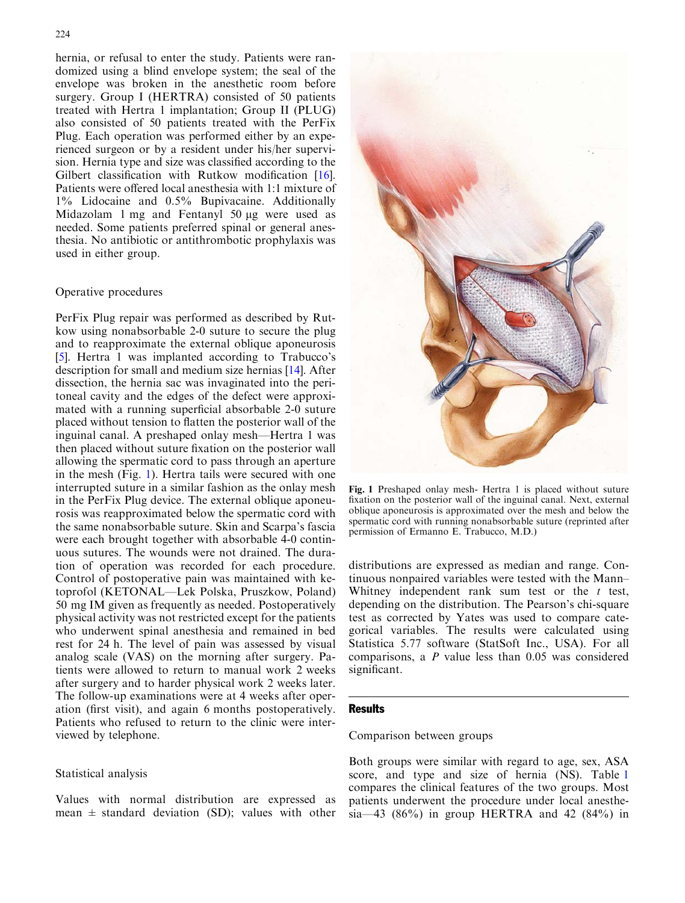hernia, or refusal to enter the study. Patients were randomized using a blind envelope system; the seal of the envelope was broken in the anesthetic room before surgery. Group I (HERTRA) consisted of 50 patients treated with Hertra 1 implantation; Group II (PLUG) also consisted of 50 patients treated with the PerFix Plug. Each operation was performed either by an experienced surgeon or by a resident under his/her supervision. Hernia type and size was classified according to the Gilbert classification with Rutkow modification [16]. Patients were offered local anesthesia with 1:1 mixture of 1% Lidocaine and 0.5% Bupivacaine. Additionally Midazolam 1 mg and Fentanyl 50 μg were used as needed. Some patients preferred spinal or general anesthesia. No antibiotic or antithrombotic prophylaxis was used in either group.

### Operative procedures

PerFix Plug repair was performed as described by Rutkow using nonabsorbable 2-0 suture to secure the plug and to reapproximate the external oblique aponeurosis [5]. Hertra 1 was implanted according to Trabucco's description for small and medium size hernias [14]. After dissection, the hernia sac was invaginated into the peritoneal cavity and the edges of the defect were approximated with a running superficial absorbable 2-0 suture placed without tension to flatten the posterior wall of the inguinal canal. A preshaped onlay mesh—Hertra 1 was then placed without suture fixation on the posterior wall allowing the spermatic cord to pass through an aperture in the mesh (Fig. 1). Hertra tails were secured with one interrupted suture in a similar fashion as the onlay mesh in the PerFix Plug device. The external oblique aponeurosis was reapproximated below the spermatic cord with the same nonabsorbable suture. Skin and Scarpa's fascia were each brought together with absorbable 4-0 continuous sutures. The wounds were not drained. The duration of operation was recorded for each procedure. Control of postoperative pain was maintained with ketoprofol (KETONAL—Lek Polska, Pruszkow, Poland) 50 mg IM given as frequently as needed. Postoperatively physical activity was not restricted except for the patients who underwent spinal anesthesia and remained in bed rest for 24 h. The level of pain was assessed by visual analog scale (VAS) on the morning after surgery. Patients were allowed to return to manual work 2 weeks after surgery and to harder physical work 2 weeks later. The follow-up examinations were at 4 weeks after operation (first visit), and again 6 months postoperatively. Patients who refused to return to the clinic were interviewed by telephone.

**Fig. 1** Preshaped onlay mesh- Hertra 1 is placed without suture fixation on the posterior wall of the inguinal canal. Next, external oblique aponeurosis is approximated over the mesh and below the spermatic cord with running nonabsorbable suture (reprinted after permission of Ermanno E. Trabucco, M.D.)

### Statistical analysis

Values with normal distribution are expressed as mean ± standard deviation (SD); values with other distributions are expressed as median and range. Continuous nonpaired variables were tested with the Mann–Whitney independent rank sum test or the *t* test, depending on the distribution. The Pearson's chi-square test as corrected by Yates was used to compare categorical variables. The results were calculated using Statistica 5.77 software (StatSoft Inc., USA). For all comparisons, a *P* value less than 0.05 was considered significant.

## Results

### Comparison between groups

Both groups were similar with regard to age, sex, ASA score, and type and size of hernia (NS). Table 1 compares the clinical features of the two groups. Most patients underwent the procedure under local anesthesia—43 (86%) in group HERTRA and 42 (84%) in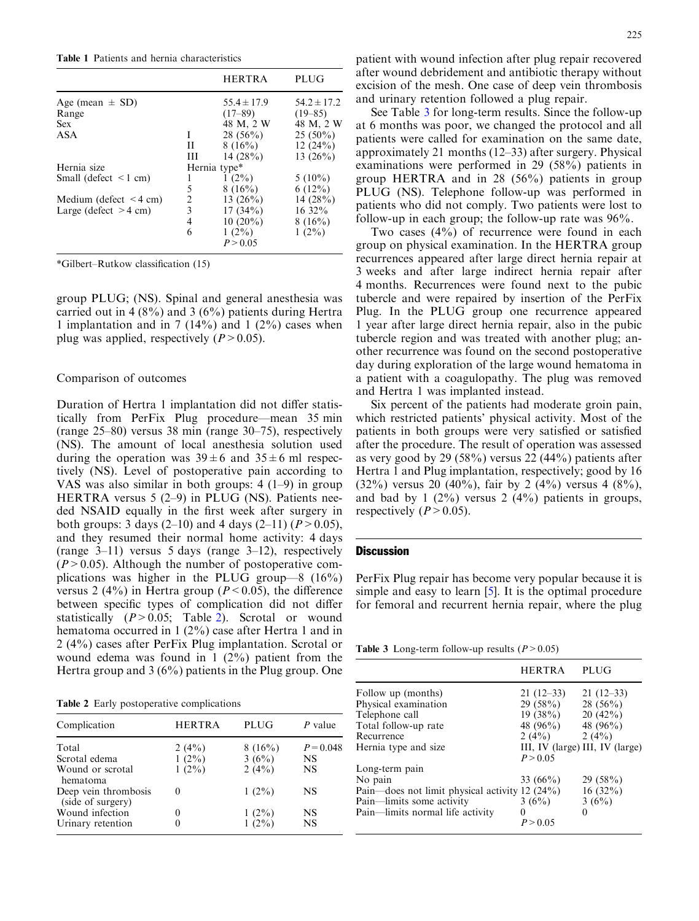**Table 1** Patients and hernia characteristics

| | | HERTRA | PLUG |
|---|---|---|---|
| Age (mean ± SD) | | 55.4 ± 17.9 | 54.2 ± 17.2 |
| Range | | (17–89) | (19–85) |
| Sex | | 48 M, 2 W | 48 M, 2 W |
| ASA | I | 28 (56%) | 25 (50%) |
| | II | 8 (16%) | 12 (24%) |
| | III | 14 (28%) | 13 (26%) |
| Hernia size | Hernia type* | | |
| Small (defect < 1 cm) | 1 | 1 (2%) | 5 (10%) |
| | 5 | 8 (16%) | 6 (12%) |
| Medium (defect < 4 cm) | 2 | 13 (26%) | 14 (28%) |
| Large (defect > 4 cm) | 3 | 17 (34%) | 16 32% |
| | 4 | 10 (20%) | 8 (16%) |
| | 6 | 1 (2%) | 1 (2%) |
| | | P > 0.05 | |

*Gilbert–Rutkow classification (15)

group PLUG; (NS). Spinal and general anesthesia was carried out in 4 (8%) and 3 (6%) patients during Hertra 1 implantation and in 7 (14%) and 1 (2%) cases when plug was applied, respectively ($P > 0.05$).

## Comparison of outcomes

Duration of Hertra 1 implantation did not differ statistically from PerFix Plug procedure—mean 35 min (range 25–80) versus 38 min (range 30–75), respectively (NS). The amount of local anesthesia solution used during the operation was $39 \pm 6$ and $35 \pm 6$ ml respectively (NS). Level of postoperative pain according to VAS was also similar in both groups: 4 (1–9) in group HERTRA versus 5 (2–9) in PLUG (NS). Patients needed NSAID equally in the first week after surgery in both groups: 3 days (2–10) and 4 days (2–11) ($P > 0.05$), and they resumed their normal home activity: 4 days (range 3–11) versus 5 days (range 3–12), respectively ($P > 0.05$). Although the number of postoperative complications was higher in the PLUG group—8 (16%) versus 2 (4%) in Hertra group ($P < 0.05$), the difference between specific types of complication did not differ statistically ($P > 0.05$; Table 2). Scrotal or wound hematoma occurred in 1 (2%) case after Hertra 1 and in 2 (4%) cases after PerFix Plug implantation. Scrotal or wound edema was found in 1 (2%) patient from the Hertra group and 3 (6%) patients in the Plug group. One patient with wound infection after plug repair recovered after wound debridement and antibiotic therapy without excision of the mesh. One case of deep vein thrombosis and urinary retention followed a plug repair.

**Table 2** Early postoperative complications

| Complication | HERTRA | PLUG | P value |
|---|---|---|---|
| Total | 2 (4%) | 8 (16%) | P = 0.048 |
| Scrotal edema | 1 (2%) | 3 (6%) | NS |
| Wound or scrotal hematoma | 1 (2%) | 2 (4%) | NS |
| Deep vein thrombosis (side of surgery) | 0 | 1 (2%) | NS |
| Wound infection | 0 | 1 (2%) | NS |
| Urinary retention | 0 | 1 (2%) | NS |

See Table 3 for long-term results. Since the follow-up at 6 months was poor, we changed the protocol and all patients were called for examination on the same date, approximately 21 months (12–33) after surgery. Physical examinations were performed in 29 (58%) patients in group HERTRA and in 28 (56%) patients in group PLUG (NS). Telephone follow-up was performed in patients who did not comply. Two patients were lost to follow-up in each group; the follow-up rate was 96%.

Two cases (4%) of recurrence were found in each group on physical examination. In the HERTRA group recurrences appeared after large direct hernia repair at 3 weeks and after large indirect hernia repair after 4 months. Recurrences were found next to the pubic tubercle and were repaired by insertion of the PerFix Plug. In the PLUG group one recurrence appeared 1 year after large direct hernia repair, also in the pubic tubercle region and was treated with another plug; another recurrence was found on the second postoperative day during exploration of the large wound hematoma in a patient with a coagulopathy. The plug was removed and Hertra 1 was implanted instead.

Six percent of the patients had moderate groin pain, which restricted patients' physical activity. Most of the patients in both groups were very satisfied or satisfied after the procedure. The result of operation was assessed as very good by 29 (58%) versus 22 (44%) patients after Hertra 1 and Plug implantation, respectively; good by 16 (32%) versus 20 (40%), fair by 2 (4%) versus 4 (8%), and bad by 1 (2%) versus 2 (4%) patients in groups, respectively ($P > 0.05$).

## Discussion

PerFix Plug repair has become very popular because it is simple and easy to learn [5]. It is the optimal procedure for femoral and recurrent hernia repair, where the plug

**Table 3** Long-term follow-up results ($P > 0.05$)

| | HERTRA | PLUG |
|---|---|---|
| Follow up (months) | 21 (12–33) | 21 (12–33) |
| Physical examination | 29 (58%) | 28 (56%) |
| Telephone call | 19 (38%) | 20 (42%) |
| Total follow-up rate | 48 (96%) | 48 (96%) |
| Recurrence | 2 (4%) | 2 (4%) |
| Hernia type and size | III, IV (large) | III, IV (large) |
| | P > 0.05 | |
| Long-term pain | | |
| No pain | 33 (66%) | 29 (58%) |
| Pain—does not limit physical activity | 12 (24%) | 16 (32%) |
| Pain—limits some activity | 3 (6%) | 3 (6%) |
| Pain—limits normal life activity | 0 | 0 |
| | P > 0.05 | |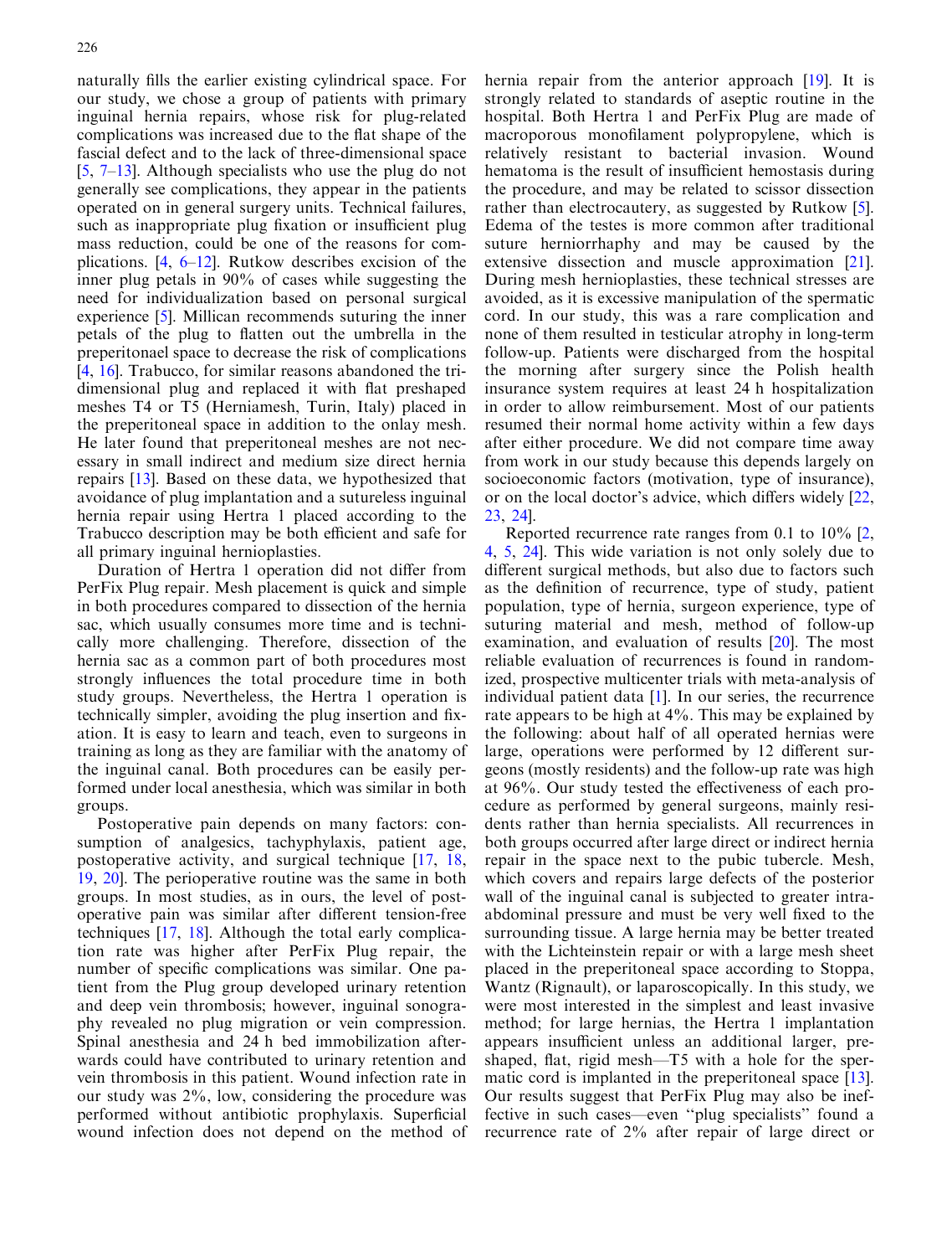naturally fills the earlier existing cylindrical space. For our study, we chose a group of patients with primary inguinal hernia repairs, whose risk for plug-related complications was increased due to the flat shape of the fascial defect and to the lack of three-dimensional space [5, 7–13]. Although specialists who use the plug do not generally see complications, they appear in the patients operated on in general surgery units. Technical failures, such as inappropriate plug fixation or insufficient plug mass reduction, could be one of the reasons for complications. [4, 6–12]. Rutkow describes excision of the inner plug petals in 90% of cases while suggesting the need for individualization based on personal surgical experience [5]. Millican recommends suturing the inner petals of the plug to flatten out the umbrella in the preperitonael space to decrease the risk of complications [4, 16]. Trabucco, for similar reasons abandoned the tridimensional plug and replaced it with flat preshaped meshes T4 or T5 (Herniamesh, Turin, Italy) placed in the preperitoneal space in addition to the onlay mesh. He later found that preperitoneal meshes are not necessary in small indirect and medium size direct hernia repairs [13]. Based on these data, we hypothesized that avoidance of plug implantation and a sutureless inguinal hernia repair using Hertra 1 placed according to the Trabucco description may be both efficient and safe for all primary inguinal hernioplasties.

Duration of Hertra 1 operation did not differ from PerFix Plug repair. Mesh placement is quick and simple in both procedures compared to dissection of the hernia sac, which usually consumes more time and is technically more challenging. Therefore, dissection of the hernia sac as a common part of both procedures most strongly influences the total procedure time in both study groups. Nevertheless, the Hertra 1 operation is technically simpler, avoiding the plug insertion and fixation. It is easy to learn and teach, even to surgeons in training as long as they are familiar with the anatomy of the inguinal canal. Both procedures can be easily performed under local anesthesia, which was similar in both groups.

Postoperative pain depends on many factors: consumption of analgesics, tachyphylaxis, patient age, postoperative activity, and surgical technique [17, 18, 19, 20]. The perioperative routine was the same in both groups. In most studies, as in ours, the level of postoperative pain was similar after different tension-free techniques [17, 18]. Although the total early complication rate was higher after PerFix Plug repair, the number of specific complications was similar. One patient from the Plug group developed urinary retention and deep vein thrombosis; however, inguinal sonography revealed no plug migration or vein compression. Spinal anesthesia and 24 h bed immobilization afterwards could have contributed to urinary retention and vein thrombosis in this patient. Wound infection rate in our study was 2%, low, considering the procedure was performed without antibiotic prophylaxis. Superficial wound infection does not depend on the method of hernia repair from the anterior approach [19]. It is strongly related to standards of aseptic routine in the hospital. Both Hertra 1 and PerFix Plug are made of macroporous monofilament polypropylene, which is relatively resistant to bacterial invasion. Wound hematoma is the result of insufficient hemostasis during the procedure, and may be related to scissor dissection rather than electrocautery, as suggested by Rutkow [5]. Edema of the testes is more common after traditional suture herniorrhaphy and may be caused by the extensive dissection and muscle approximation [21]. During mesh hernioplasties, these technical stresses are avoided, as it is excessive manipulation of the spermatic cord. In our study, this was a rare complication and none of them resulted in testicular atrophy in long-term follow-up. Patients were discharged from the hospital the morning after surgery since the Polish health insurance system requires at least 24 h hospitalization in order to allow reimbursement. Most of our patients resumed their normal home activity within a few days after either procedure. We did not compare time away from work in our study because this depends largely on socioeconomic factors (motivation, type of insurance), or on the local doctor's advice, which differs widely [22, 23, 24].

Reported recurrence rate ranges from 0.1 to 10% [2, 4, 5, 24]. This wide variation is not only solely due to different surgical methods, but also due to factors such as the definition of recurrence, type of study, patient population, type of hernia, surgeon experience, type of suturing material and mesh, method of follow-up examination, and evaluation of results [20]. The most reliable evaluation of recurrences is found in randomized, prospective multicenter trials with meta-analysis of individual patient data [1]. In our series, the recurrence rate appears to be high at 4%. This may be explained by the following: about half of all operated hernias were large, operations were performed by 12 different surgeons (mostly residents) and the follow-up rate was high at 96%. Our study tested the effectiveness of each procedure as performed by general surgeons, mainly residents rather than hernia specialists. All recurrences in both groups occurred after large direct or indirect hernia repair in the space next to the pubic tubercle. Mesh, which covers and repairs large defects of the posterior wall of the inguinal canal is subjected to greater intra-abdominal pressure and must be very well fixed to the surrounding tissue. A large hernia may be better treated with the Lichteinstein repair or with a large mesh sheet placed in the preperitoneal space according to Stoppa, Wantz (Rignault), or laparoscopically. In this study, we were most interested in the simplest and least invasive method; for large hernias, the Hertra 1 implantation appears insufficient unless an additional larger, preshaped, flat, rigid mesh—T5 with a hole for the spermatic cord is implanted in the preperitoneal space [13]. Our results suggest that PerFix Plug may also be ineffective in such cases—even "plug specialists" found a recurrence rate of 2% after repair of large direct or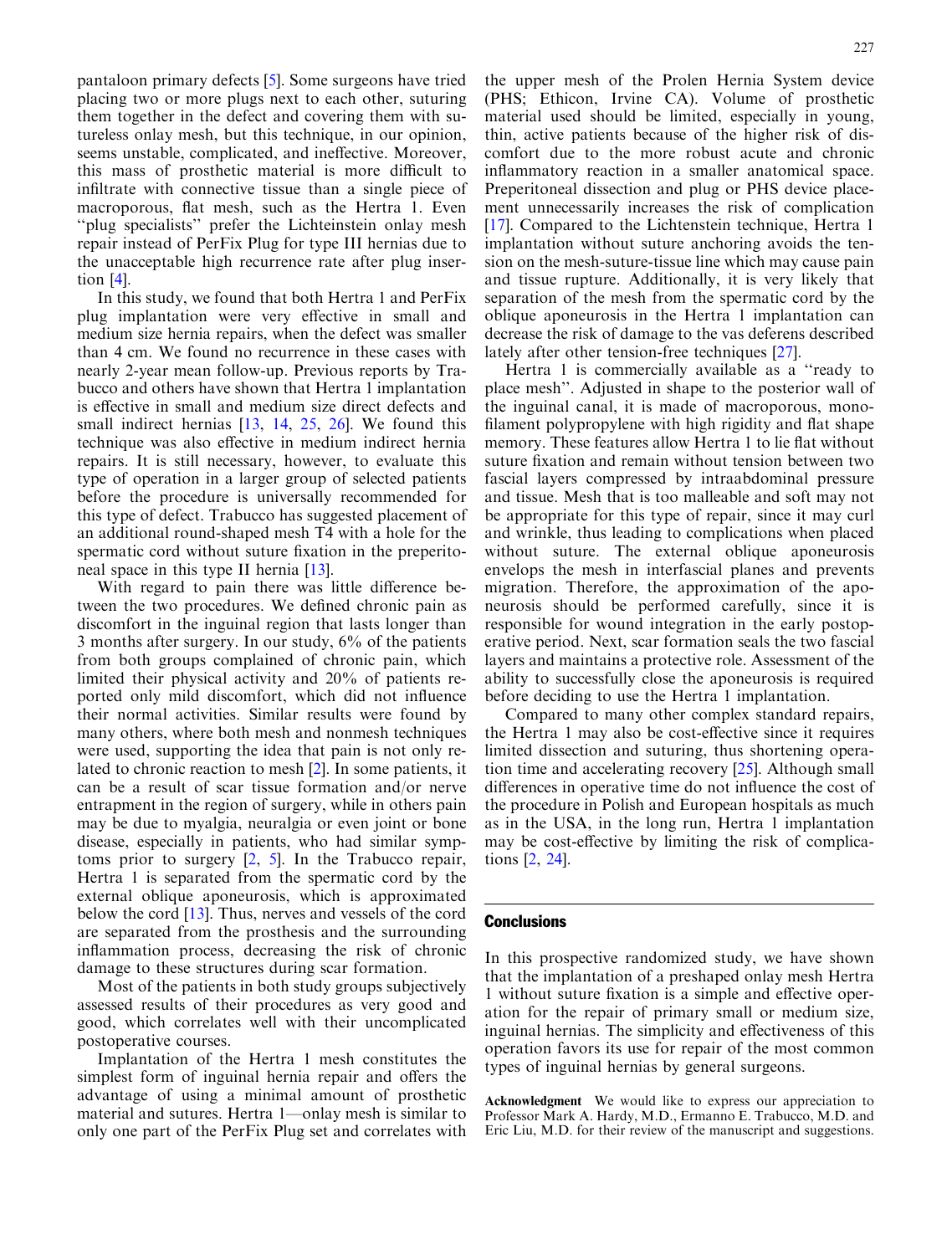pantaloon primary defects [5]. Some surgeons have tried placing two or more plugs next to each other, suturing them together in the defect and covering them with sutureless onlay mesh, but this technique, in our opinion, seems unstable, complicated, and ineffective. Moreover, this mass of prosthetic material is more difficult to infiltrate with connective tissue than a single piece of macroporous, flat mesh, such as the Hertra 1. Even "plug specialists" prefer the Lichteinstein onlay mesh repair instead of PerFix Plug for type III hernias due to the unacceptable high recurrence rate after plug insertion [4].

In this study, we found that both Hertra 1 and PerFix plug implantation were very effective in small and medium size hernia repairs, when the defect was smaller than 4 cm. We found no recurrence in these cases with nearly 2-year mean follow-up. Previous reports by Trabucco and others have shown that Hertra 1 implantation is effective in small and medium size direct defects and small indirect hernias [13, 14, 25, 26]. We found this technique was also effective in medium indirect hernia repairs. It is still necessary, however, to evaluate this type of operation in a larger group of selected patients before the procedure is universally recommended for this type of defect. Trabucco has suggested placement of an additional round-shaped mesh T4 with a hole for the spermatic cord without suture fixation in the preperitoneal space in this type II hernia [13].

With regard to pain there was little difference between the two procedures. We defined chronic pain as discomfort in the inguinal region that lasts longer than 3 months after surgery. In our study, 6% of the patients from both groups complained of chronic pain, which limited their physical activity and 20% of patients reported only mild discomfort, which did not influence their normal activities. Similar results were found by many others, where both mesh and nonmesh techniques were used, supporting the idea that pain is not only related to chronic reaction to mesh [2]. In some patients, it can be a result of scar tissue formation and/or nerve entrapment in the region of surgery, while in others pain may be due to myalgia, neuralgia or even joint or bone disease, especially in patients, who had similar symptoms prior to surgery [2, 5]. In the Trabucco repair, Hertra 1 is separated from the spermatic cord by the external oblique aponeurosis, which is approximated below the cord [13]. Thus, nerves and vessels of the cord are separated from the prosthesis and the surrounding inflammation process, decreasing the risk of chronic damage to these structures during scar formation.

Most of the patients in both study groups subjectively assessed results of their procedures as very good and good, which correlates well with their uncomplicated postoperative courses.

Implantation of the Hertra 1 mesh constitutes the simplest form of inguinal hernia repair and offers the advantage of using a minimal amount of prosthetic material and sutures. Hertra 1—onlay mesh is similar to only one part of the PerFix Plug set and correlates with the upper mesh of the Prolen Hernia System device (PHS; Ethicon, Irvine CA). Volume of prosthetic material used should be limited, especially in young, thin, active patients because of the higher risk of discomfort due to the more robust acute and chronic inflammatory reaction in a smaller anatomical space. Preperitoneal dissection and plug or PHS device placement unnecessarily increases the risk of complication [17]. Compared to the Lichtenstein technique, Hertra 1 implantation without suture anchoring avoids the tension on the mesh-suture-tissue line which may cause pain and tissue rupture. Additionally, it is very likely that separation of the mesh from the spermatic cord by the oblique aponeurosis in the Hertra 1 implantation can decrease the risk of damage to the vas deferens described lately after other tension-free techniques [27].

Hertra 1 is commercially available as a "ready to place mesh". Adjusted in shape to the posterior wall of the inguinal canal, it is made of macroporous, monofilament polypropylene with high rigidity and flat shape memory. These features allow Hertra 1 to lie flat without suture fixation and remain without tension between two fascial layers compressed by intraabdominal pressure and tissue. Mesh that is too malleable and soft may not be appropriate for this type of repair, since it may curl and wrinkle, thus leading to complications when placed without suture. The external oblique aponeurosis envelops the mesh in interfascial planes and prevents migration. Therefore, the approximation of the aponeurosis should be performed carefully, since it is responsible for wound integration in the early postoperative period. Next, scar formation seals the two fascial layers and maintains a protective role. Assessment of the ability to successfully close the aponeurosis is required before deciding to use the Hertra 1 implantation.

Compared to many other complex standard repairs, the Hertra 1 may also be cost-effective since it requires limited dissection and suturing, thus shortening operation time and accelerating recovery [25]. Although small differences in operative time do not influence the cost of the procedure in Polish and European hospitals as much as in the USA, in the long run, Hertra 1 implantation may be cost-effective by limiting the risk of complications [2, 24].

## Conclusions

In this prospective randomized study, we have shown that the implantation of a preshaped onlay mesh Hertra 1 without suture fixation is a simple and effective operation for the repair of primary small or medium size, inguinal hernias. The simplicity and effectiveness of this operation favors its use for repair of the most common types of inguinal hernias by general surgeons.

**Acknowledgment** We would like to express our appreciation to Professor Mark A. Hardy, M.D., Ermanno E. Trabucco, M.D. and Eric Liu, M.D. for their review of the manuscript and suggestions.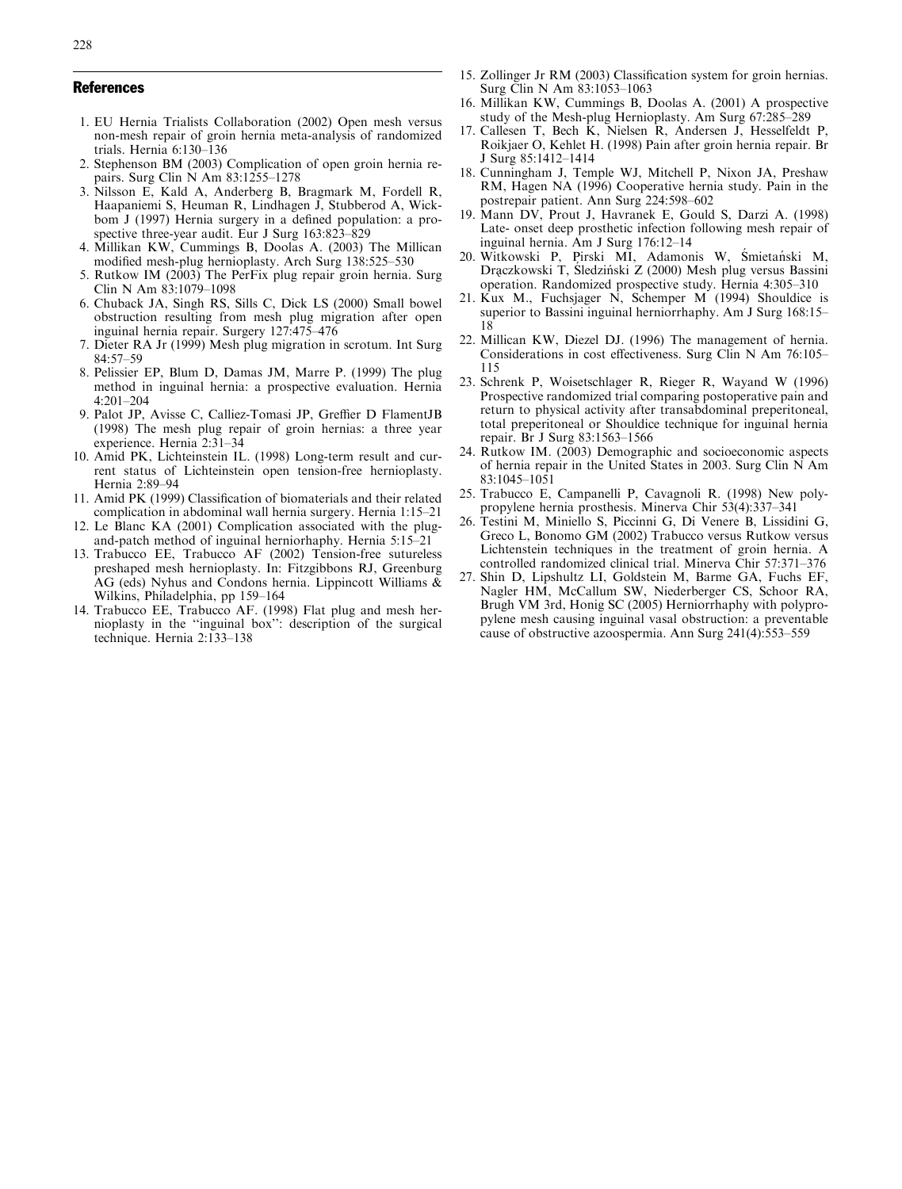## References

1. EU Hernia Trialists Collaboration (2002) Open mesh versus non-mesh repair of groin hernia meta-analysis of randomized trials. Hernia 6:130–136
2. Stephenson BM (2003) Complication of open groin hernia repairs. Surg Clin N Am 83:1255–1278
3. Nilsson E, Kald A, Anderberg B, Bragmark M, Fordell R, Haapaniemi S, Heuman R, Lindhagen J, Stubberod A, Wickbom J (1997) Hernia surgery in a defined population: a prospective three-year audit. Eur J Surg 163:823–829
4. Millikan KW, Cummings B, Doolas A. (2003) The Millican modified mesh-plug hernioplasty. Arch Surg 138:525–530
5. Rutkow IM (2003) The PerFix plug repair groin hernia. Surg Clin N Am 83:1079–1098
6. Chuback JA, Singh RS, Sills C, Dick LS (2000) Small bowel obstruction resulting from mesh plug migration after open inguinal hernia repair. Surgery 127:475–476
7. Dieter RA Jr (1999) Mesh plug migration in scrotum. Int Surg 84:57–59
8. Pelissier EP, Blum D, Damas JM, Marre P. (1999) The plug method in inguinal hernia: a prospective evaluation. Hernia 4:201–204
9. Palot JP, Avisse C, Calliez-Tomasi JP, Greffier D FlamentJB (1998) The mesh plug repair of groin hernias: a three year experience. Hernia 2:31–34
10. Amid PK, Lichteinstein IL. (1998) Long-term result and current status of Lichteinstein open tension-free hernioplasty. Hernia 2:89–94
11. Amid PK (1999) Classification of biomaterials and their related complication in abdominal wall hernia surgery. Hernia 1:15–21
12. Le Blanc KA (2001) Complication associated with the plug-and-patch method of inguinal herniorhaphy. Hernia 5:15–21
13. Trabucco EE, Trabucco AF (2002) Tension-free sutureless preshaped mesh hernioplasty. In: Fitzgibbons RJ, Greenburg AG (eds) Nyhus and Condons hernia. Lippincott Williams & Wilkins, Philadelphia, pp 159–164
14. Trabucco EE, Trabucco AF. (1998) Flat plug and mesh hernioplasty in the "inguinal box": description of the surgical technique. Hernia 2:133–138
15. Zollinger Jr RM (2003) Classification system for groin hernias. Surg Clin N Am 83:1053–1063
16. Millikan KW, Cummings B, Doolas A. (2001) A prospective study of the Mesh-plug Hernioplasty. Am Surg 67:285–289
17. Callesen T, Bech K, Nielsen R, Andersen J, Hesselfeldt P, Roikjaer O, Kehlet H. (1998) Pain after groin hernia repair. Br J Surg 85:1412–1414
18. Cunningham J, Temple WJ, Mitchell P, Nixon JA, Preshaw RM, Hagen NA (1996) Cooperative hernia study. Pain in the postrepair patient. Ann Surg 224:598–602
19. Mann DV, Prout J, Havranek E, Gould S, Darzi A. (1998) Late- onset deep prosthetic infection following mesh repair of inguinal hernia. Am J Surg 176:12–14
20. Witkowski P, Pirski MI, Adamonis W, Śmietański M, Drączkowski T, Śledziński Z (2000) Mesh plug versus Bassini operation. Randomized prospective study. Hernia 4:305–310
21. Kux M., Fuchsjager N, Schemper M (1994) Shouldice is superior to Bassini inguinal herniorrhaphy. Am J Surg 168:15–18
22. Millican KW, Diezel DJ. (1996) The management of hernia. Considerations in cost effectiveness. Surg Clin N Am 76:105–115
23. Schrenk P, Woisetschlager R, Rieger R, Wayand W (1996) Prospective randomized trial comparing postoperative pain and return to physical activity after transabdominal preperitoneal, total preperitoneal or Shouldice technique for inguinal hernia repair. Br J Surg 83:1563–1566
24. Rutkow IM. (2003) Demographic and socioeconomic aspects of hernia repair in the United States in 2003. Surg Clin N Am 83:1045–1051
25. Trabucco E, Campanelli P, Cavagnoli R. (1998) New polypropylene hernia prosthesis. Minerva Chir 53(4):337–341
26. Testini M, Miniello S, Piccinni G, Di Venere B, Lissidini G, Greco L, Bonomo GM (2002) Trabucco versus Rutkow versus Lichtenstein techniques in the treatment of groin hernia. A controlled randomized clinical trial. Minerva Chir 57:371–376
27. Shin D, Lipshultz LI, Goldstein M, Barme GA, Fuchs EF, Nagler HM, McCallum SW, Niederberger CS, Schoor RA, Brugh VM 3rd, Honig SC (2005) Herniorrhaphy with polypropylene mesh causing inguinal vasal obstruction: a preventable cause of obstructive azoospermia. Ann Surg 241(4):553–559